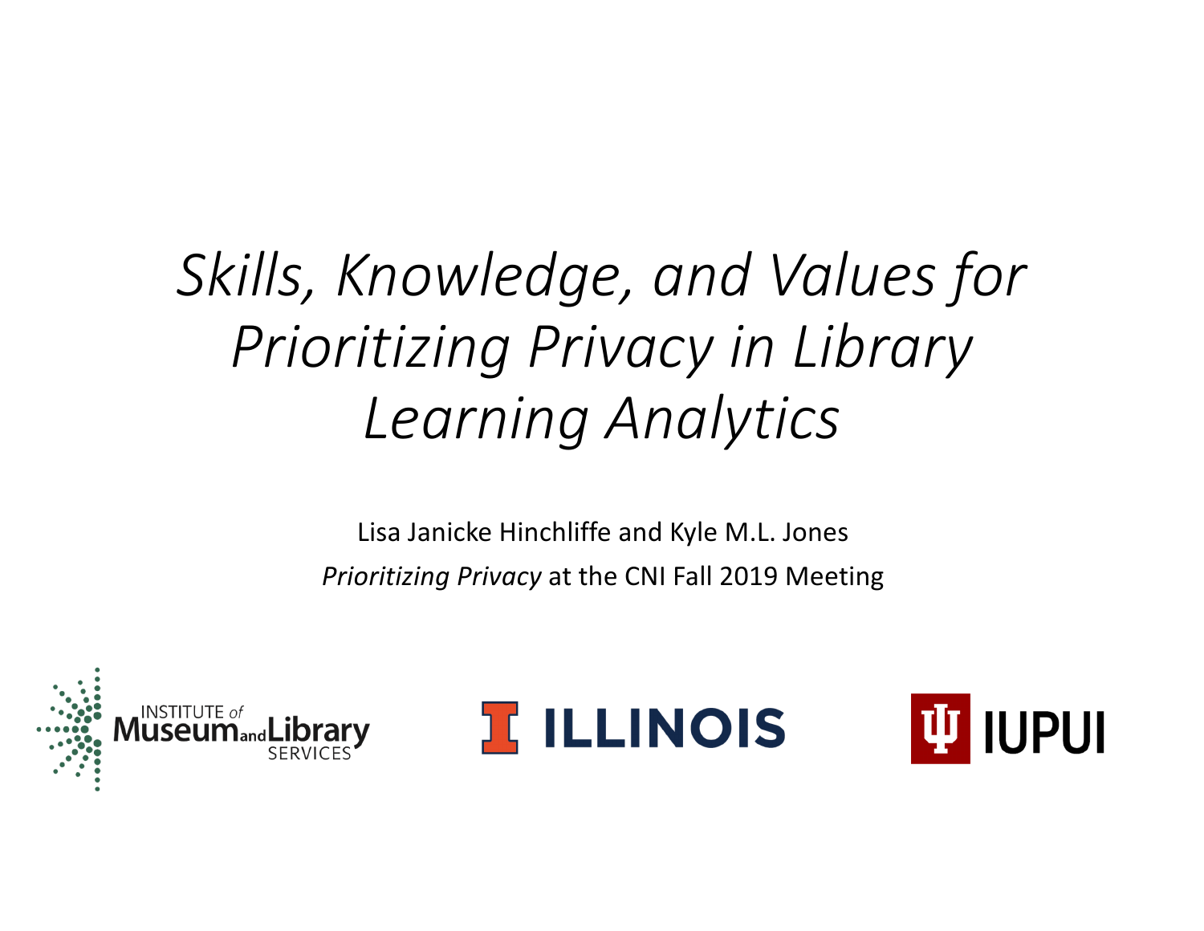# *Skills, Knowledge, and Values for Prioritizing Privacy in Library Learning Analytics*

Lisa Janicke Hinchliffe and Kyle M.L. Jones

*Prioritizing Privacy* at the CNI Fall 2019 Meeting

INSTITUTE of Museum and Library SERVICES

ILLINOIS

IUPUI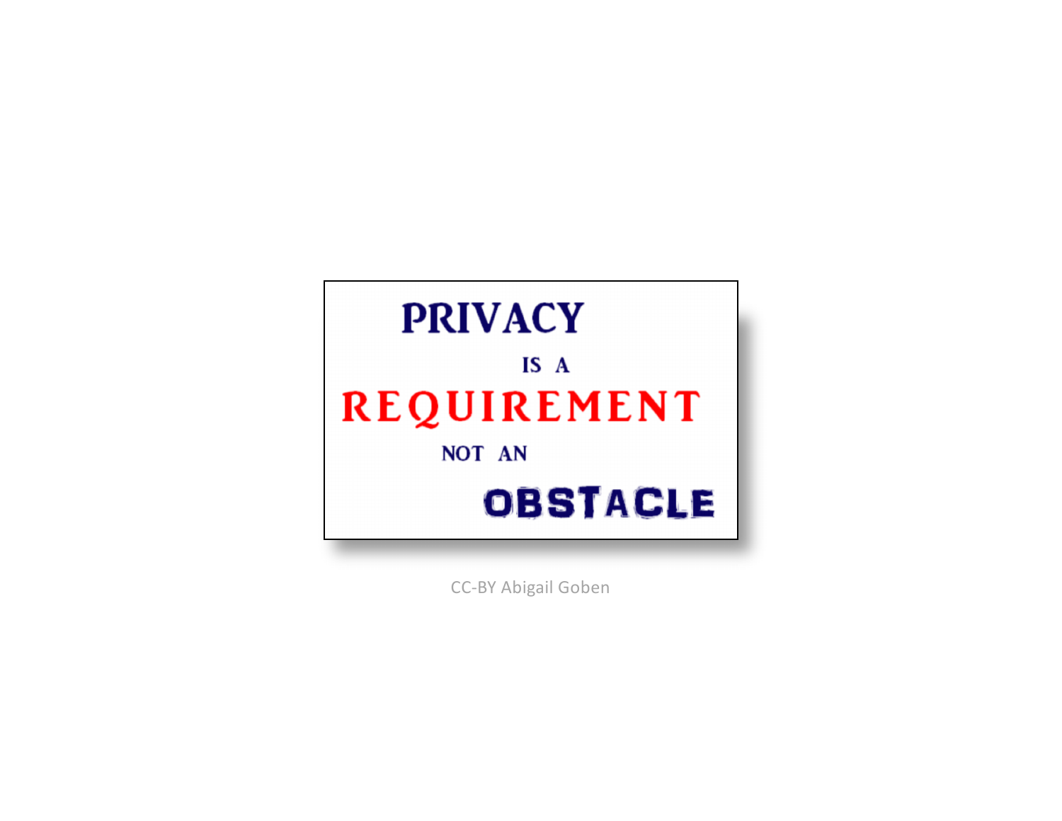PRIVACY

IS A

REQUIREMENT

NOT AN

OBSTACLE

CC-BY Abigail Goben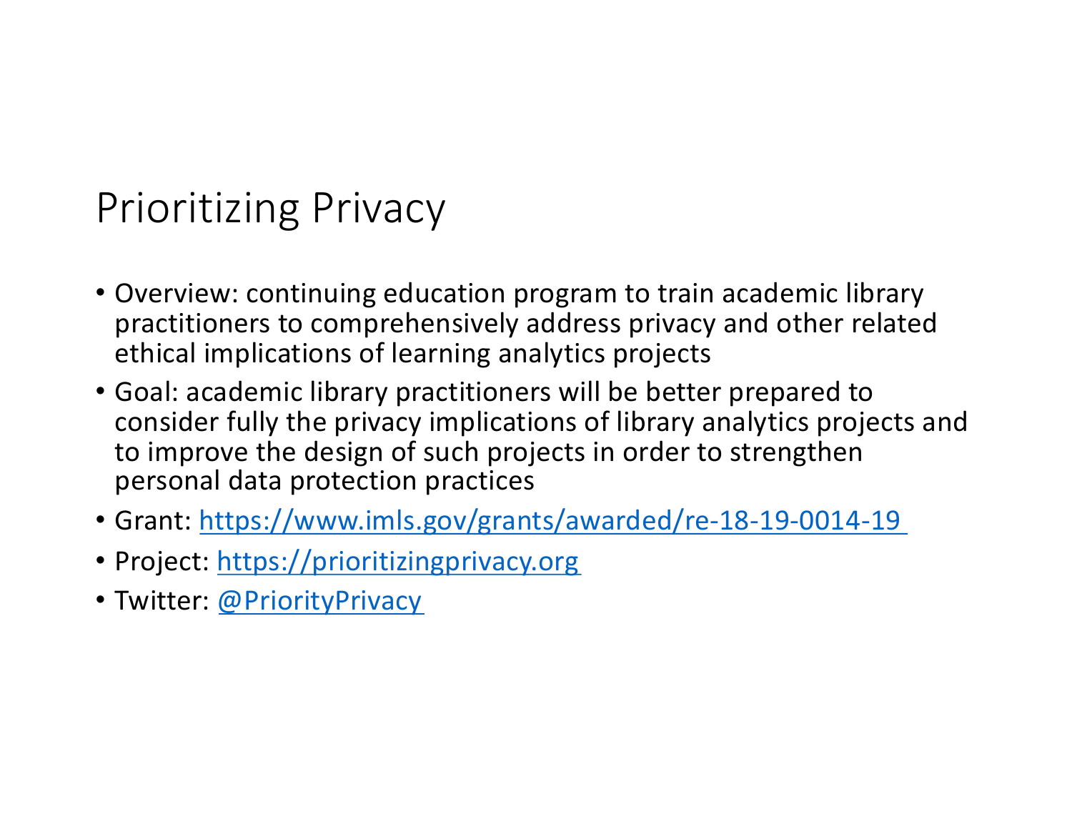# Prioritizing Privacy

- Overview: continuing education program to train academic library practitioners to comprehensively address privacy and other related ethical implications of learning analytics projects
- Goal: academic library practitioners will be better prepared to consider fully the privacy implications of library analytics projects and to improve the design of such projects in order to strengthen personal data protection practices
- Grant: https://www.imls.gov/grants/awarded/re-18-19-0014-19
- Project: https://prioritizingprivacy.org
- Twitter: @PriorityPrivacy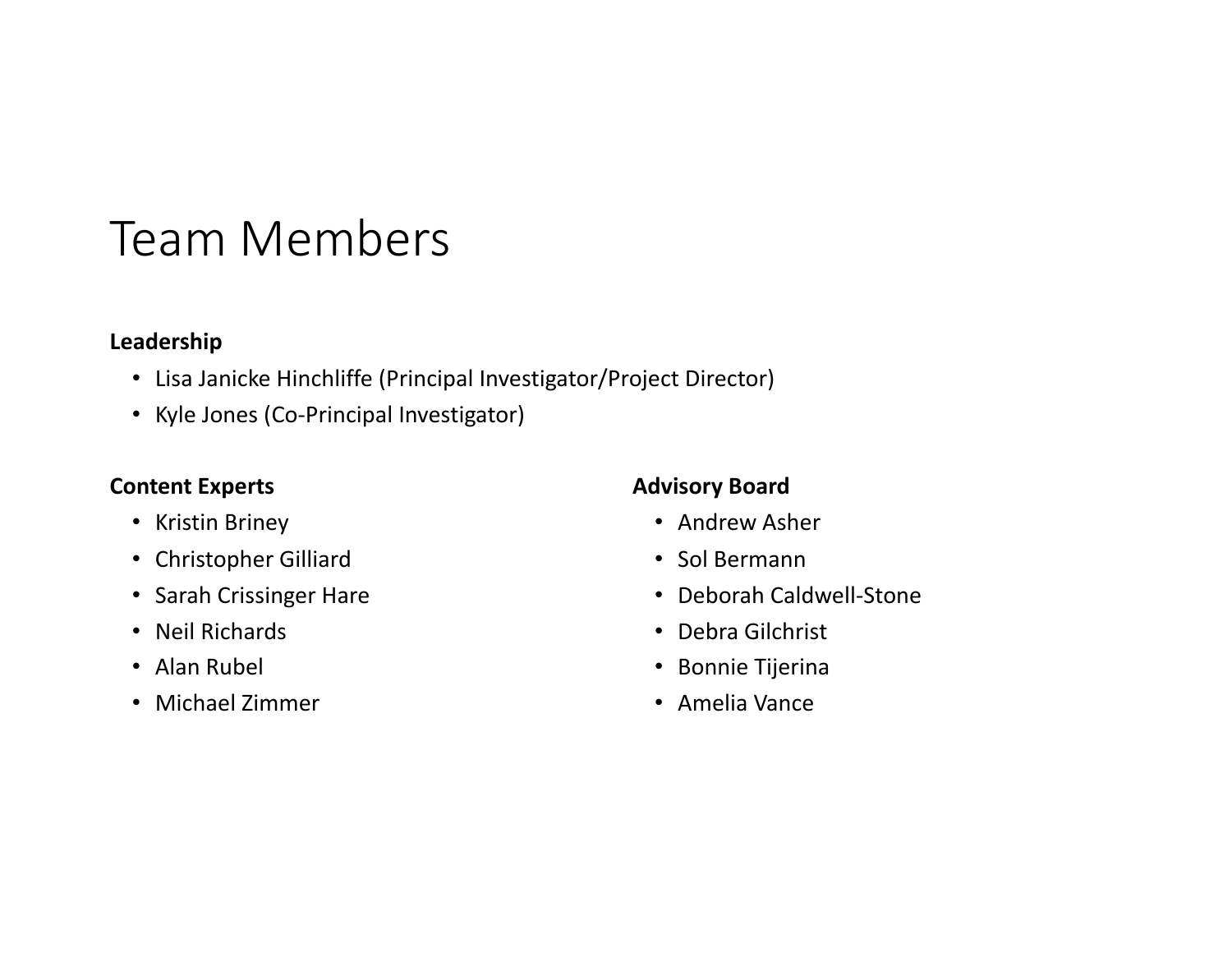# Team Members

**Leadership**

- Lisa Janicke Hinchliffe (Principal Investigator/Project Director)
- Kyle Jones (Co-Principal Investigator)

**Content Experts**

- Kristin Briney
- Christopher Gilliard
- Sarah Crissinger Hare
- Neil Richards
- Alan Rubel
- Michael Zimmer

**Advisory Board**

- Andrew Asher
- Sol Bermann
- Deborah Caldwell-Stone
- Debra Gilchrist
- Bonnie Tijerina
- Amelia Vance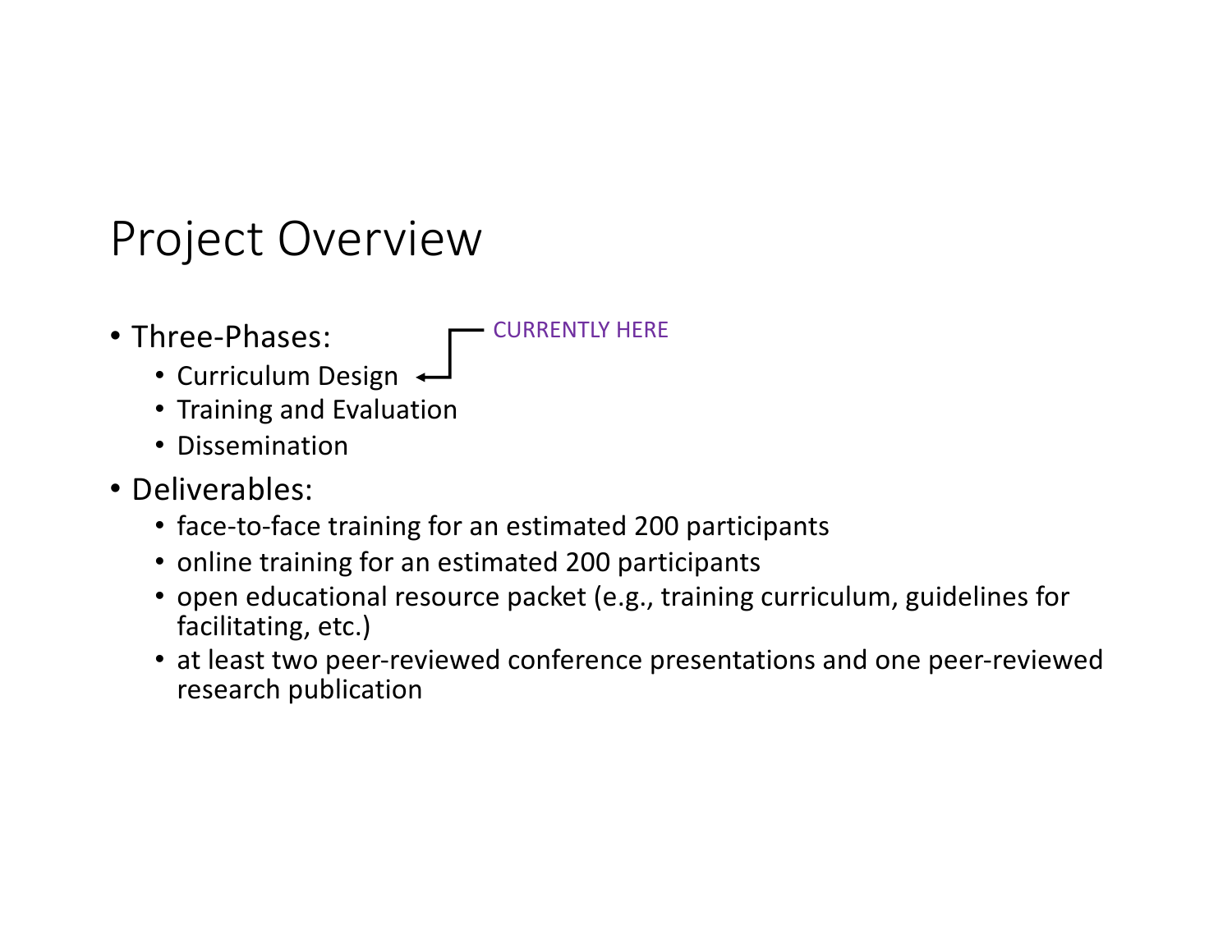# Project Overview

- Three-Phases:
  - Curriculum Design ← CURRENTLY HERE
  - Training and Evaluation
  - Dissemination
- Deliverables:
  - face-to-face training for an estimated 200 participants
  - online training for an estimated 200 participants
  - open educational resource packet (e.g., training curriculum, guidelines for facilitating, etc.)
  - at least two peer-reviewed conference presentations and one peer-reviewed research publication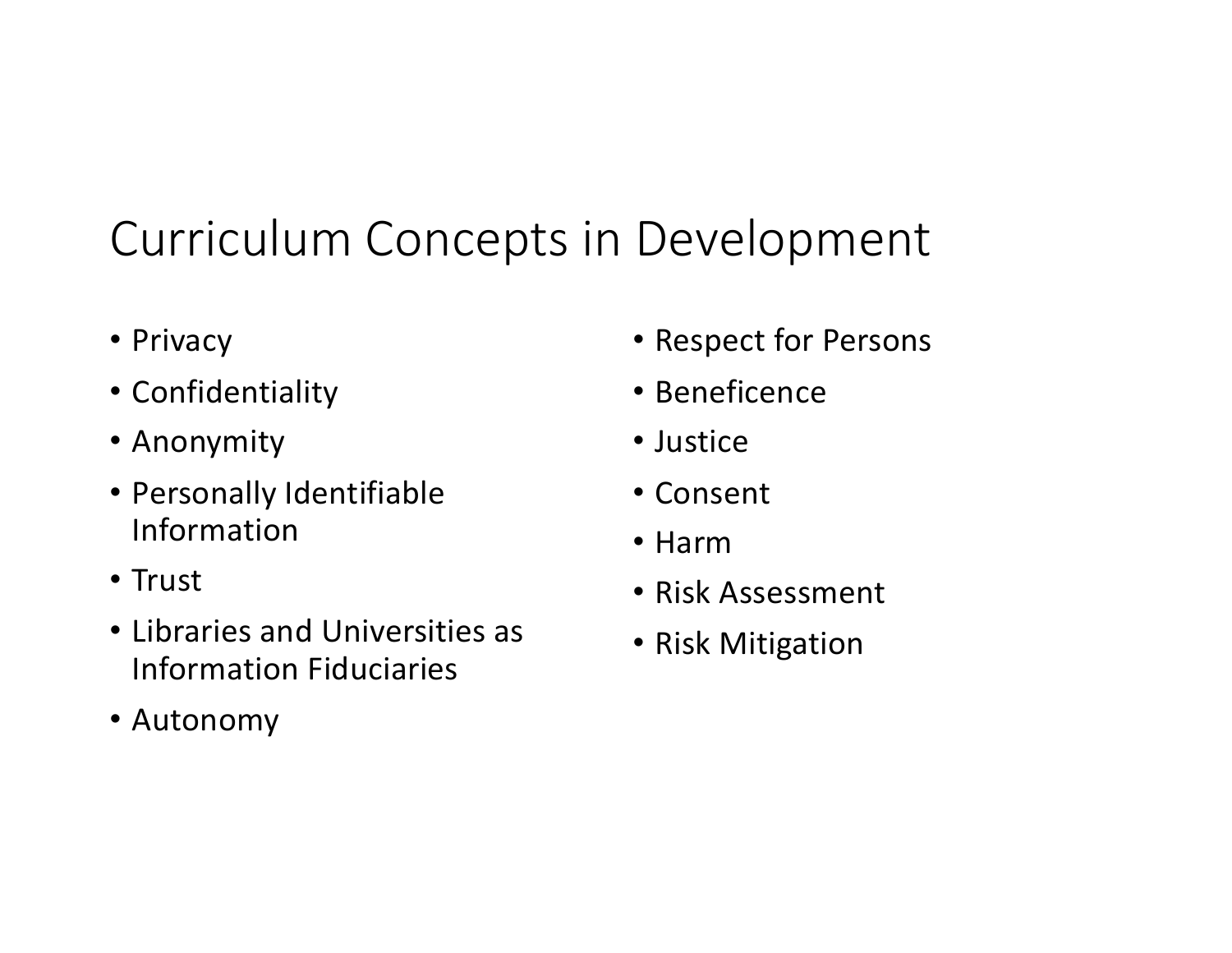# Curriculum Concepts in Development

- Privacy
- Confidentiality
- Anonymity
- Personally Identifiable Information
- Trust
- Libraries and Universities as Information Fiduciaries
- Autonomy
- Respect for Persons
- Beneficence
- Justice
- Consent
- Harm
- Risk Assessment
- Risk Mitigation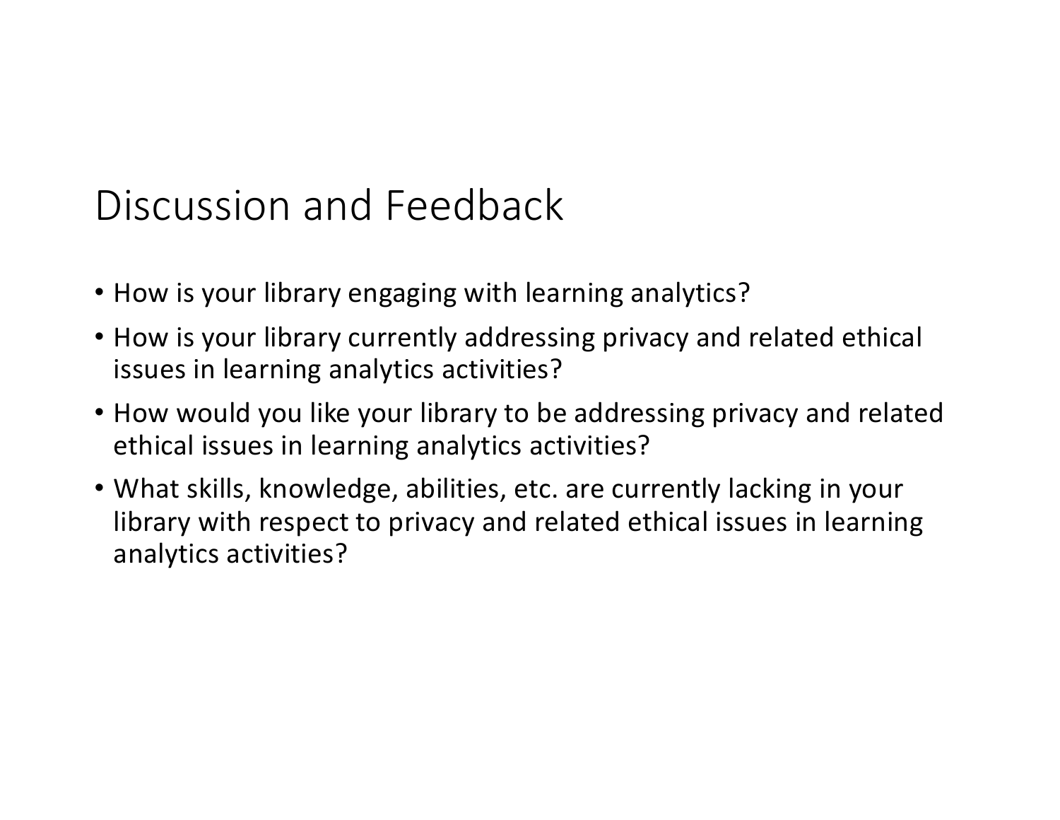# Discussion and Feedback

- How is your library engaging with learning analytics?
- How is your library currently addressing privacy and related ethical issues in learning analytics activities?
- How would you like your library to be addressing privacy and related ethical issues in learning analytics activities?
- What skills, knowledge, abilities, etc. are currently lacking in your library with respect to privacy and related ethical issues in learning analytics activities?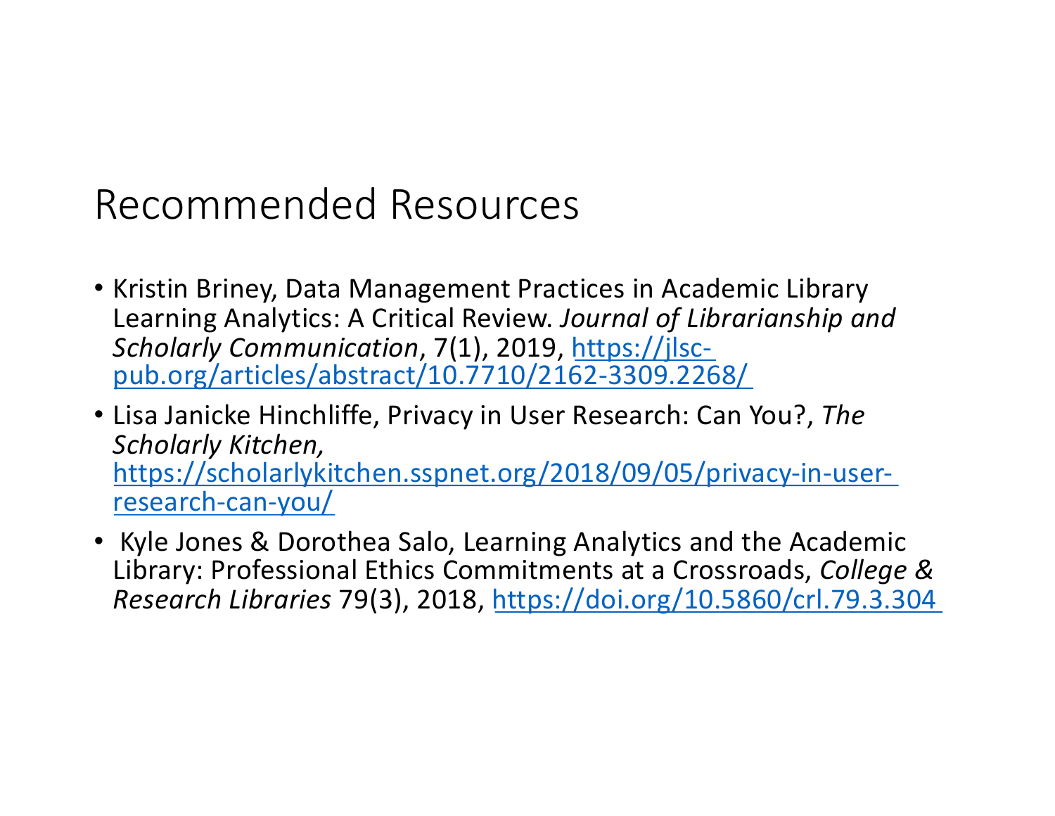# Recommended Resources

- Kristin Briney, Data Management Practices in Academic Library Learning Analytics: A Critical Review. *Journal of Librarianship and Scholarly Communication*, 7(1), 2019, [https://jlsc-pub.org/articles/abstract/10.7710/2162-3309.2268/](https://jlsc-pub.org/articles/abstract/10.7710/2162-3309.2268/)
- Lisa Janicke Hinchliffe, Privacy in User Research: Can You?, *The Scholarly Kitchen,* [https://scholarlykitchen.sspnet.org/2018/09/05/privacy-in-user-research-can-you/](https://scholarlykitchen.sspnet.org/2018/09/05/privacy-in-user-research-can-you/)
- Kyle Jones & Dorothea Salo, Learning Analytics and the Academic Library: Professional Ethics Commitments at a Crossroads, *College & Research Libraries* 79(3), 2018, [https://doi.org/10.5860/crl.79.3.304](https://doi.org/10.5860/crl.79.3.304)